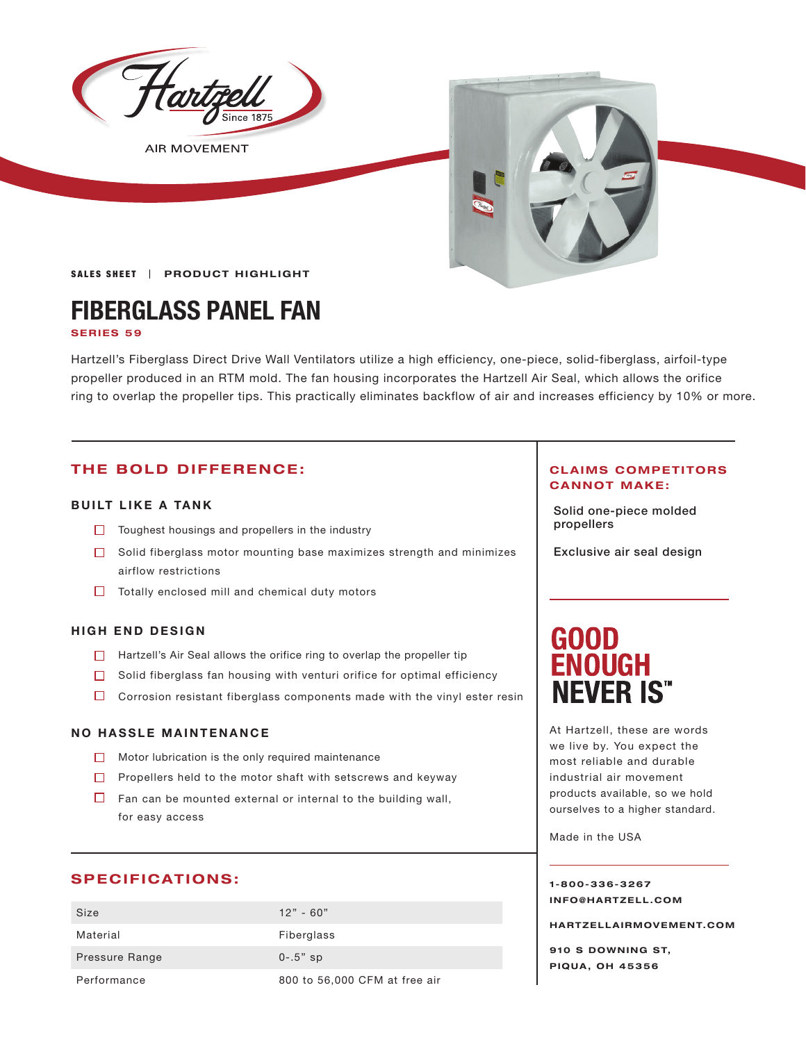Hartzell Since 1875

AIR MOVEMENT

**SALES SHEET** | **PRODUCT HIGHLIGHT**

# FIBERGLASS PANEL FAN

**SERIES 59**

Hartzell's Fiberglass Direct Drive Wall Ventilators utilize a high efficiency, one-piece, solid-fiberglass, airfoil-type propeller produced in an RTM mold. The fan housing incorporates the Hartzell Air Seal, which allows the orifice ring to overlap the propeller tips. This practically eliminates backflow of air and increases efficiency by 10% or more.

## THE BOLD DIFFERENCE:

### BUILT LIKE A TANK

- Toughest housings and propellers in the industry
- Solid fiberglass motor mounting base maximizes strength and minimizes airflow restrictions
- Totally enclosed mill and chemical duty motors

### HIGH END DESIGN

- Hartzell's Air Seal allows the orifice ring to overlap the propeller tip
- Solid fiberglass fan housing with venturi orifice for optimal efficiency
- Corrosion resistant fiberglass components made with the vinyl ester resin

### NO HASSLE MAINTENANCE

- Motor lubrication is the only required maintenance
- Propellers held to the motor shaft with setscrews and keyway
- Fan can be mounted external or internal to the building wall, for easy access

## SPECIFICATIONS:

| Size | 12" - 60" |
|---|---|
| Material | Fiberglass |
| Pressure Range | 0-.5" sp |
| Performance | 800 to 56,000 CFM at free air |

## CLAIMS COMPETITORS CANNOT MAKE:

Solid one-piece molded propellers

Exclusive air seal design

## GOOD ENOUGH NEVER IS™

At Hartzell, these are words we live by. You expect the most reliable and durable industrial air movement products available, so we hold ourselves to a higher standard.

Made in the USA

**1-800-336-3267**
**INFO@HARTZELL.COM**

**HARTZELLAIRMOVEMENT.COM**

**910 S DOWNING ST,**
**PIQUA, OH 45356**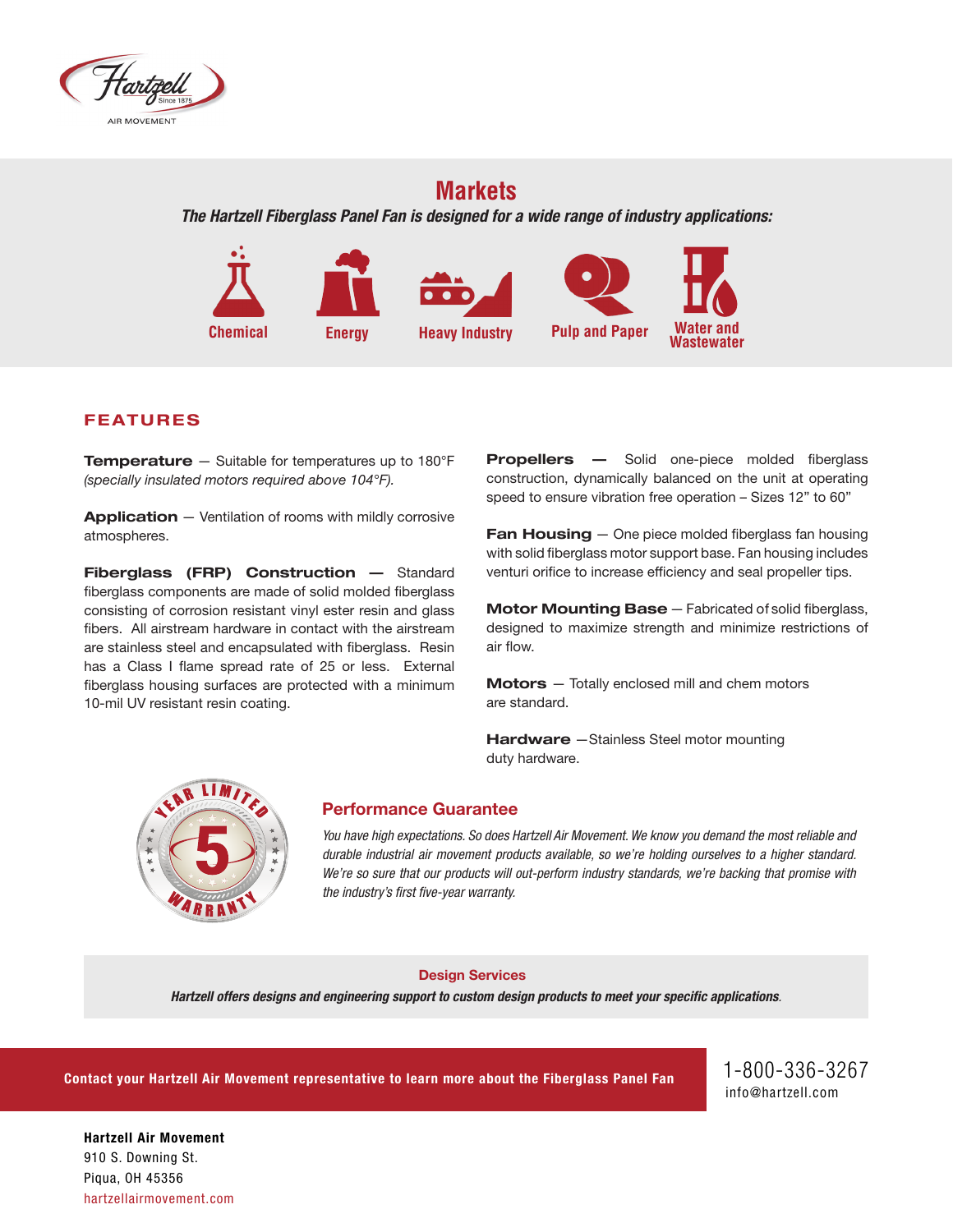## Markets

*The Hartzell Fiberglass Panel Fan is designed for a wide range of industry applications:*

Chemical

Energy

Heavy Industry

Pulp and Paper

Water and Wastewater

## FEATURES

**Temperature** — Suitable for temperatures up to 180°F *(specially insulated motors required above 104°F).*

**Application** — Ventilation of rooms with mildly corrosive atmospheres.

**Fiberglass (FRP) Construction** — Standard fiberglass components are made of solid molded fiberglass consisting of corrosion resistant vinyl ester resin and glass fibers. All airstream hardware in contact with the airstream are stainless steel and encapsulated with fiberglass. Resin has a Class I flame spread rate of 25 or less. External fiberglass housing surfaces are protected with a minimum 10-mil UV resistant resin coating.

**Propellers** — Solid one-piece molded fiberglass construction, dynamically balanced on the unit at operating speed to ensure vibration free operation – Sizes 12" to 60"

**Fan Housing** — One piece molded fiberglass fan housing with solid fiberglass motor support base. Fan housing includes venturi orifice to increase efficiency and seal propeller tips.

**Motor Mounting Base** — Fabricated of solid fiberglass, designed to maximize strength and minimize restrictions of air flow.

**Motors** — Totally enclosed mill and chem motors are standard.

**Hardware** —Stainless Steel motor mounting duty hardware.

5 YEAR LIMITED WARRANTY

### Performance Guarantee

*You have high expectations. So does Hartzell Air Movement. We know you demand the most reliable and durable industrial air movement products available, so we're holding ourselves to a higher standard. We're so sure that our products will out-perform industry standards, we're backing that promise with the industry's first five-year warranty.*

**Design Services**

***Hartzell offers designs and engineering support to custom design products to meet your specific applications.***

**Contact your Hartzell Air Movement representative to learn more about the Fiberglass Panel Fan**

1-800-336-3267
info@hartzell.com

**Hartzell Air Movement**
910 S. Downing St.
Piqua, OH 45356
hartzellairmovement.com